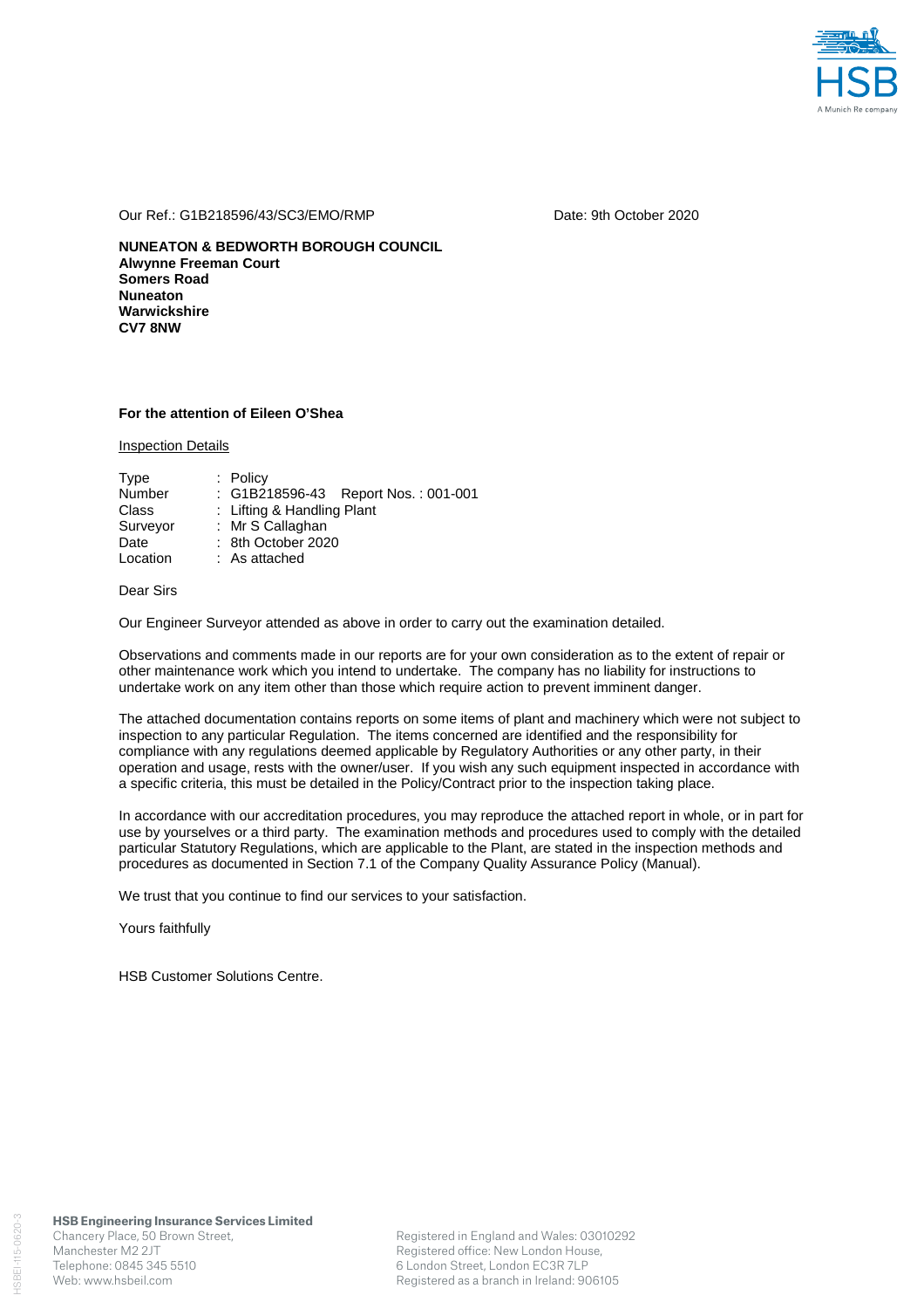Our Ref.: G1B218596/43/SC3/EMO/RMP

Date: 9th October 2020

**NUNEATON & BEDWORTH BOROUGH COUNCIL**
**Alwynne Freeman Court**
**Somers Road**
**Nuneaton**
**Warwickshire**
**CV7 8NW**

**For the attention of Eileen O'Shea**

Inspection Details

| | |
|---|---|
| Type | : Policy |
| Number | : G1B218596-43 Report Nos. : 001-001 |
| Class | : Lifting & Handling Plant |
| Surveyor | : Mr S Callaghan |
| Date | : 8th October 2020 |
| Location | : As attached |

Dear Sirs

Our Engineer Surveyor attended as above in order to carry out the examination detailed.

Observations and comments made in our reports are for your own consideration as to the extent of repair or other maintenance work which you intend to undertake. The company has no liability for instructions to undertake work on any item other than those which require action to prevent imminent danger.

The attached documentation contains reports on some items of plant and machinery which were not subject to inspection to any particular Regulation. The items concerned are identified and the responsibility for compliance with any regulations deemed applicable by Regulatory Authorities or any other party, in their operation and usage, rests with the owner/user. If you wish any such equipment inspected in accordance with a specific criteria, this must be detailed in the Policy/Contract prior to the inspection taking place.

In accordance with our accreditation procedures, you may reproduce the attached report in whole, or in part for use by yourselves or a third party. The examination methods and procedures used to comply with the detailed particular Statutory Regulations, which are applicable to the Plant, are stated in the inspection methods and procedures as documented in Section 7.1 of the Company Quality Assurance Policy (Manual).

We trust that you continue to find our services to your satisfaction.

Yours faithfully

HSB Customer Solutions Centre.

**HSB Engineering Insurance Services Limited**
Chancery Place, 50 Brown Street,
Manchester M2 2JT
Telephone: 0845 345 5510
Web: www.hsbeil.com

Registered in England and Wales: 03010292
Registered office: New London House,
6 London Street, London EC3R 7LP
Registered as a branch in Ireland: 906105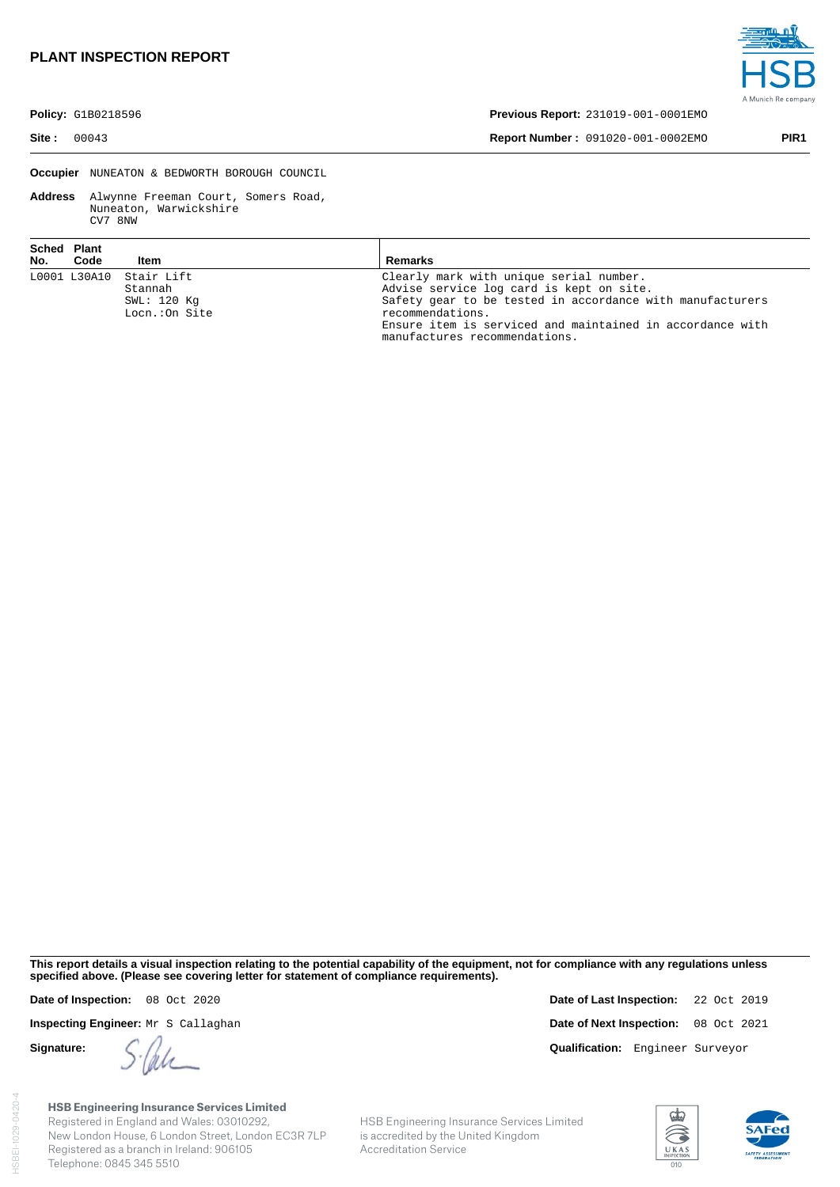# PLANT INSPECTION REPORT

**Policy:** G1B0218596

**Site :** 00043

**Previous Report:** 231019-001-0001EMO

**Report Number :** 091020-001-0002EMO

**PIR1**

**Occupier** NUNEATON & BEDWORTH BOROUGH COUNCIL

**Address** Alwynne Freeman Court, Somers Road,
Nuneaton, Warwickshire
CV7 8NW

| Sched No. | Plant Code | Item | Remarks |
|---|---|---|---|
| L0001 | L30A10 | Stair Lift<br>Stannah<br>SWL: 120 Kg<br>Locn.:On Site | Clearly mark with unique serial number.<br>Advise service log card is kept on site.<br>Safety gear to be tested in accordance with manufacturers recommendations.<br>Ensure item is serviced and maintained in accordance with manufactures recommendations. |

**This report details a visual inspection relating to the potential capability of the equipment, not for compliance with any regulations unless specified above. (Please see covering letter for statement of compliance requirements).**

**Date of Inspection:** 08 Oct 2020

**Inspecting Engineer:** Mr S Callaghan

**Signature:** S.Cale

**Date of Last Inspection:** 22 Oct 2019

**Date of Next Inspection:** 08 Oct 2021

**Qualification:** Engineer Surveyor

**HSB Engineering Insurance Services Limited**
Registered in England and Wales: 03010292,
New London House, 6 London Street, London EC3R 7LP
Registered as a branch in Ireland: 906105
Telephone: 0845 345 5510

HSB Engineering Insurance Services Limited is accredited by the United Kingdom Accreditation Service

HSBEI-1029-0420-4